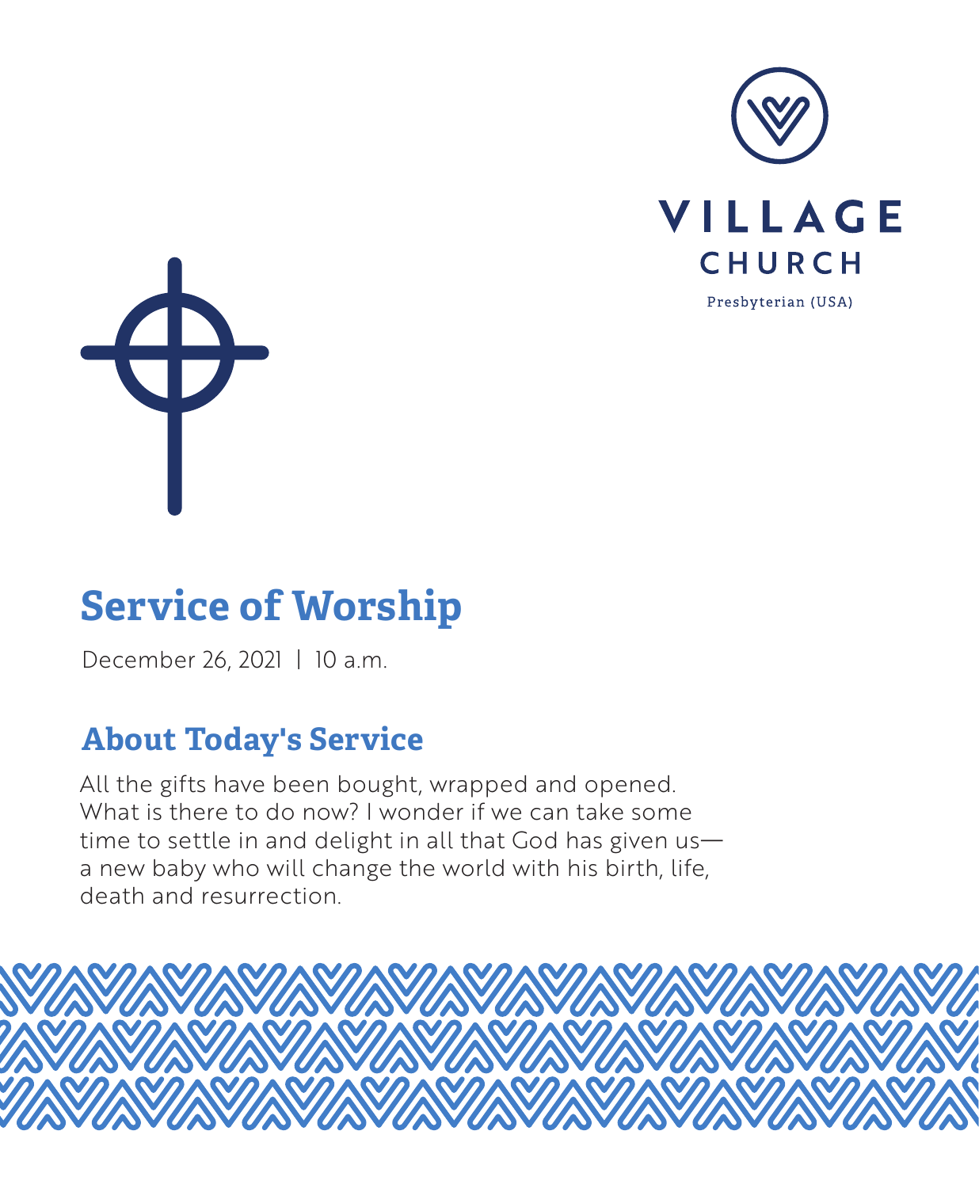VILLAGE CHURCH

Presbyterian (USA)

# Service of Worship

December 26, 2021 | 10 a.m.

## About Today's Service

All the gifts have been bought, wrapped and opened. What is there to do now? I wonder if we can take some time to settle in and delight in all that God has given us—a new baby who will change the world with his birth, life, death and resurrection.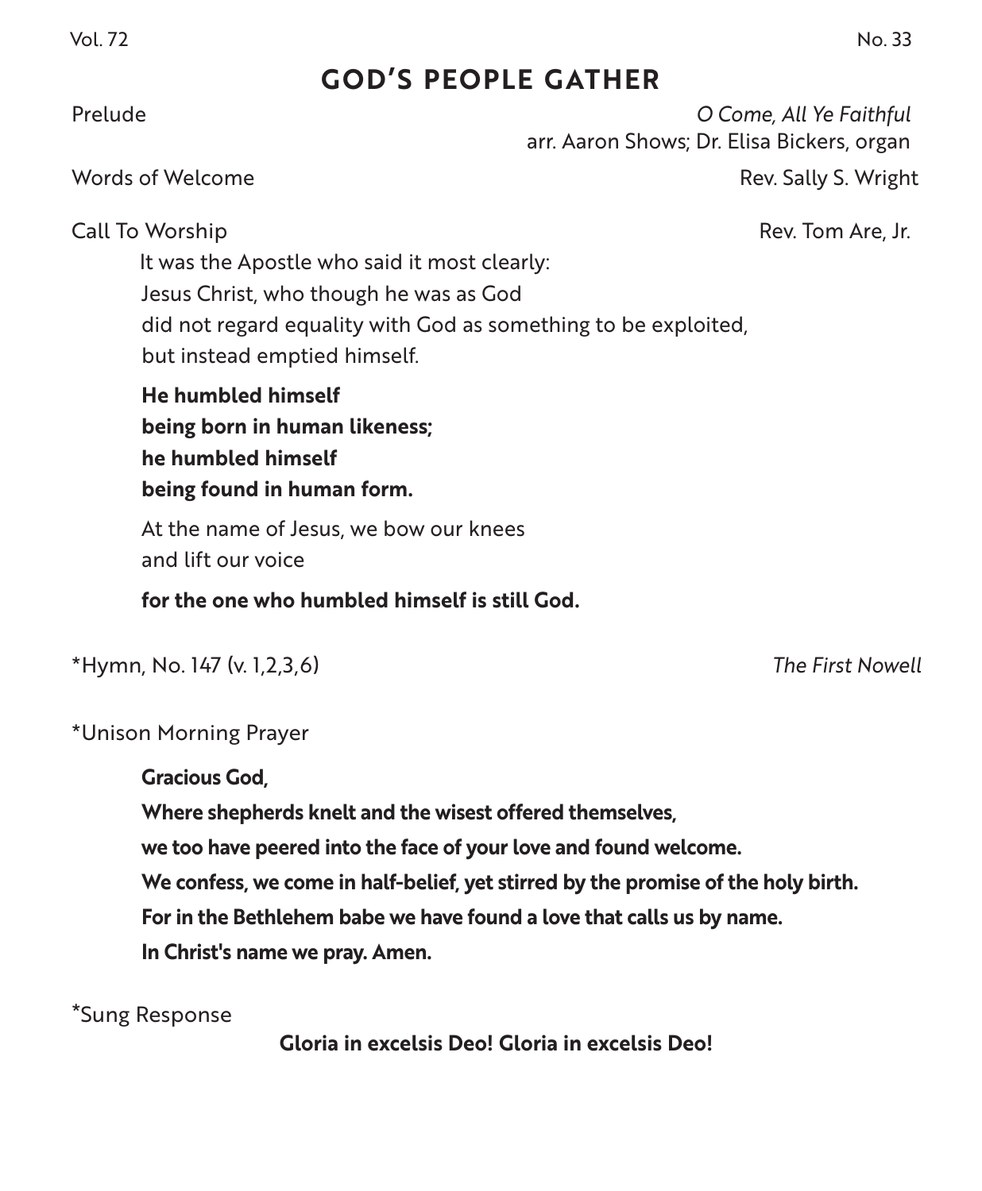# GOD'S PEOPLE GATHER

Prelude *O Come, All Ye Faithful*
arr. Aaron Shows; Dr. Elisa Bickers, organ

Words of Welcome Rev. Sally S. Wright

Call To Worship Rev. Tom Are, Jr.

It was the Apostle who said it most clearly:
Jesus Christ, who though he was as God
did not regard equality with God as something to be exploited,
but instead emptied himself.

**He humbled himself**
**being born in human likeness;**
**he humbled himself**
**being found in human form.**

At the name of Jesus, we bow our knees
and lift our voice

**for the one who humbled himself is still God.**

*Hymn, No. 147 (v. 1,2,3,6) *The First Nowell*

*Unison Morning Prayer

**Gracious God,**
**Where shepherds knelt and the wisest offered themselves,**
**we too have peered into the face of your love and found welcome.**
**We confess, we come in half-belief, yet stirred by the promise of the holy birth.**
**For in the Bethlehem babe we have found a love that calls us by name.**
**In Christ's name we pray. Amen.**

*Sung Response

**Gloria in excelsis Deo! Gloria in excelsis Deo!**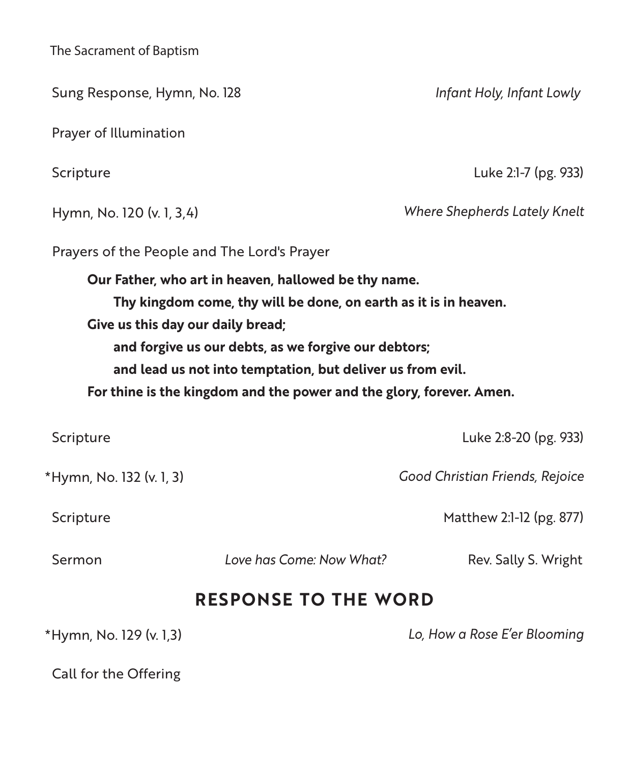The Sacrament of Baptism

Sung Response, Hymn, No. 128 — *Infant Holy, Infant Lowly*

Prayer of Illumination

Scripture — Luke 2:1-7 (pg. 933)

Hymn, No. 120 (v. 1, 3,4) — *Where Shepherds Lately Knelt*

Prayers of the People and The Lord's Prayer

**Our Father, who art in heaven, hallowed be thy name.**
**Thy kingdom come, thy will be done, on earth as it is in heaven.**
**Give us this day our daily bread;**
**and forgive us our debts, as we forgive our debtors;**
**and lead us not into temptation, but deliver us from evil.**
**For thine is the kingdom and the power and the glory, forever. Amen.**

Scripture — Luke 2:8-20 (pg. 933)

*Hymn, No. 132 (v. 1, 3) — *Good Christian Friends, Rejoice*

Scripture — Matthew 2:1-12 (pg. 877)

Sermon — *Love has Come: Now What?* — Rev. Sally S. Wright

## RESPONSE TO THE WORD

*Hymn, No. 129 (v. 1,3) — *Lo, How a Rose E'er Blooming*

Call for the Offering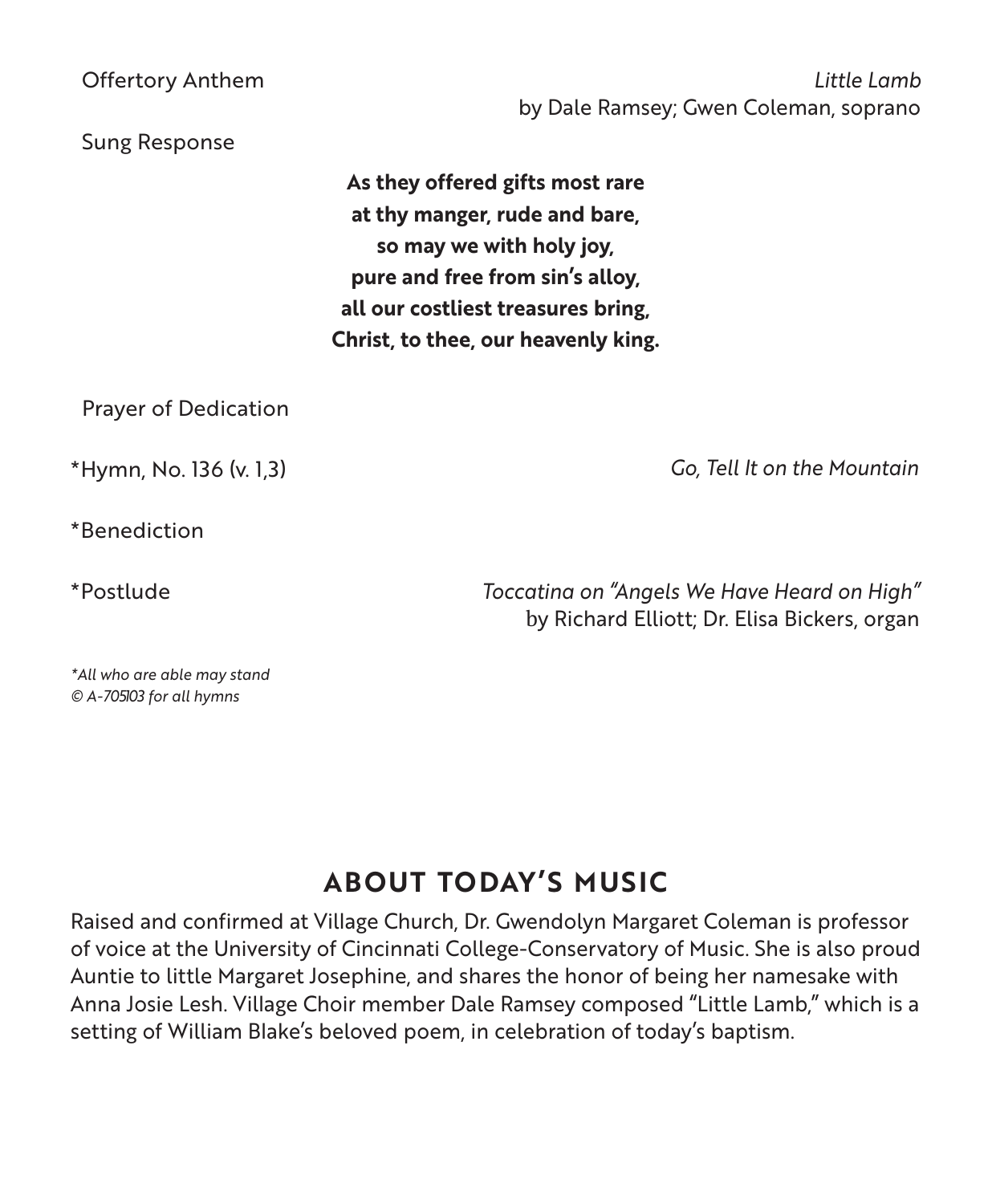Offertory Anthem *Little Lamb*
by Dale Ramsey; Gwen Coleman, soprano

Sung Response

**As they offered gifts most rare**
**at thy manger, rude and bare,**
**so may we with holy joy,**
**pure and free from sin's alloy,**
**all our costliest treasures bring,**
**Christ, to thee, our heavenly king.**

Prayer of Dedication

*Hymn, No. 136 (v. 1,3) *Go, Tell It on the Mountain*

*Benediction

*Postlude *Toccatina on "Angels We Have Heard on High"*
by Richard Elliott; Dr. Elisa Bickers, organ

*\*All who are able may stand*
*© A-705103 for all hymns*

## ABOUT TODAY'S MUSIC

Raised and confirmed at Village Church, Dr. Gwendolyn Margaret Coleman is professor of voice at the University of Cincinnati College-Conservatory of Music. She is also proud Auntie to little Margaret Josephine, and shares the honor of being her namesake with Anna Josie Lesh. Village Choir member Dale Ramsey composed "Little Lamb," which is a setting of William Blake's beloved poem, in celebration of today's baptism.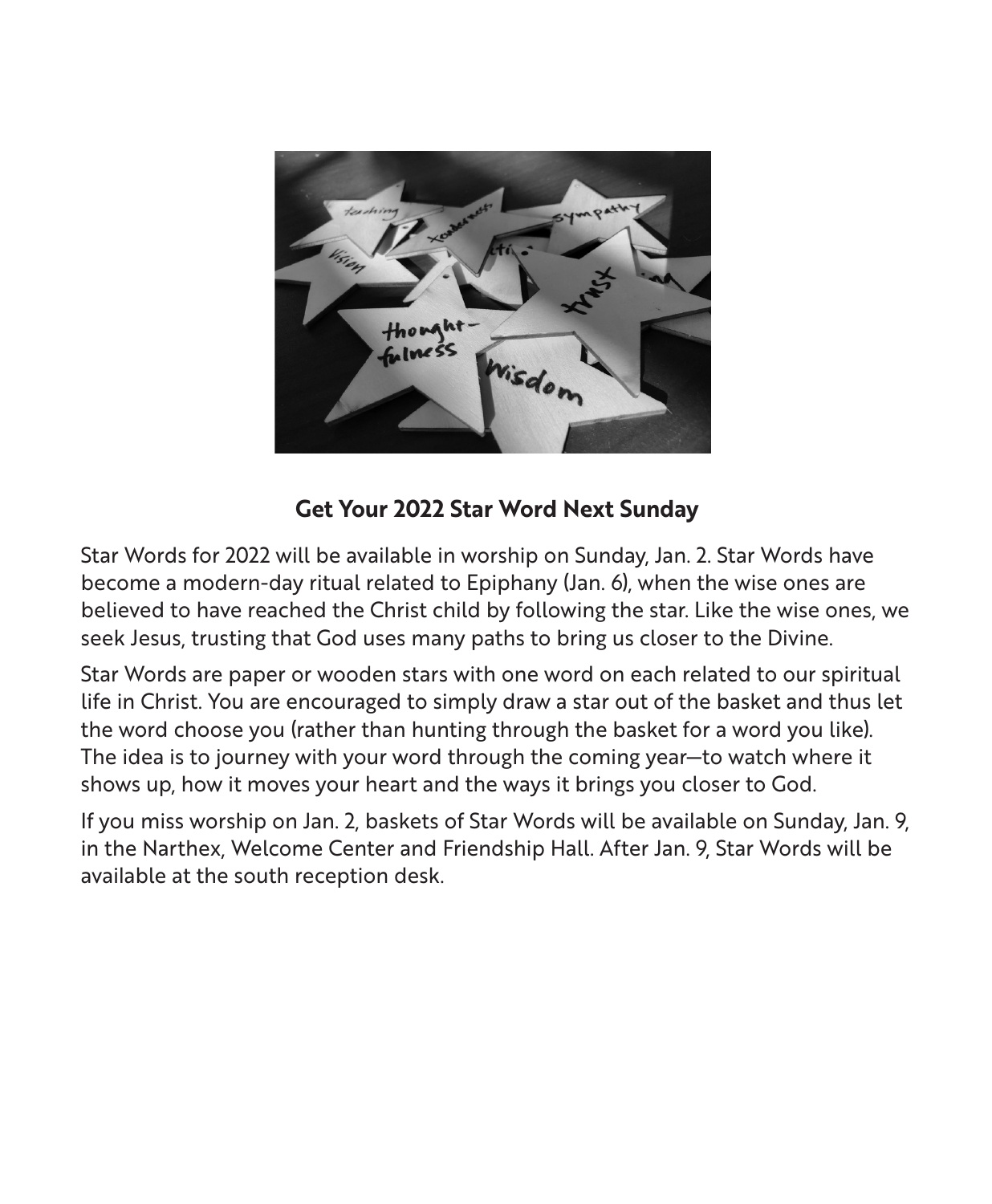## Get Your 2022 Star Word Next Sunday

Star Words for 2022 will be available in worship on Sunday, Jan. 2. Star Words have become a modern-day ritual related to Epiphany (Jan. 6), when the wise ones are believed to have reached the Christ child by following the star. Like the wise ones, we seek Jesus, trusting that God uses many paths to bring us closer to the Divine.

Star Words are paper or wooden stars with one word on each related to our spiritual life in Christ. You are encouraged to simply draw a star out of the basket and thus let the word choose you (rather than hunting through the basket for a word you like). The idea is to journey with your word through the coming year—to watch where it shows up, how it moves your heart and the ways it brings you closer to God.

If you miss worship on Jan. 2, baskets of Star Words will be available on Sunday, Jan. 9, in the Narthex, Welcome Center and Friendship Hall. After Jan. 9, Star Words will be available at the south reception desk.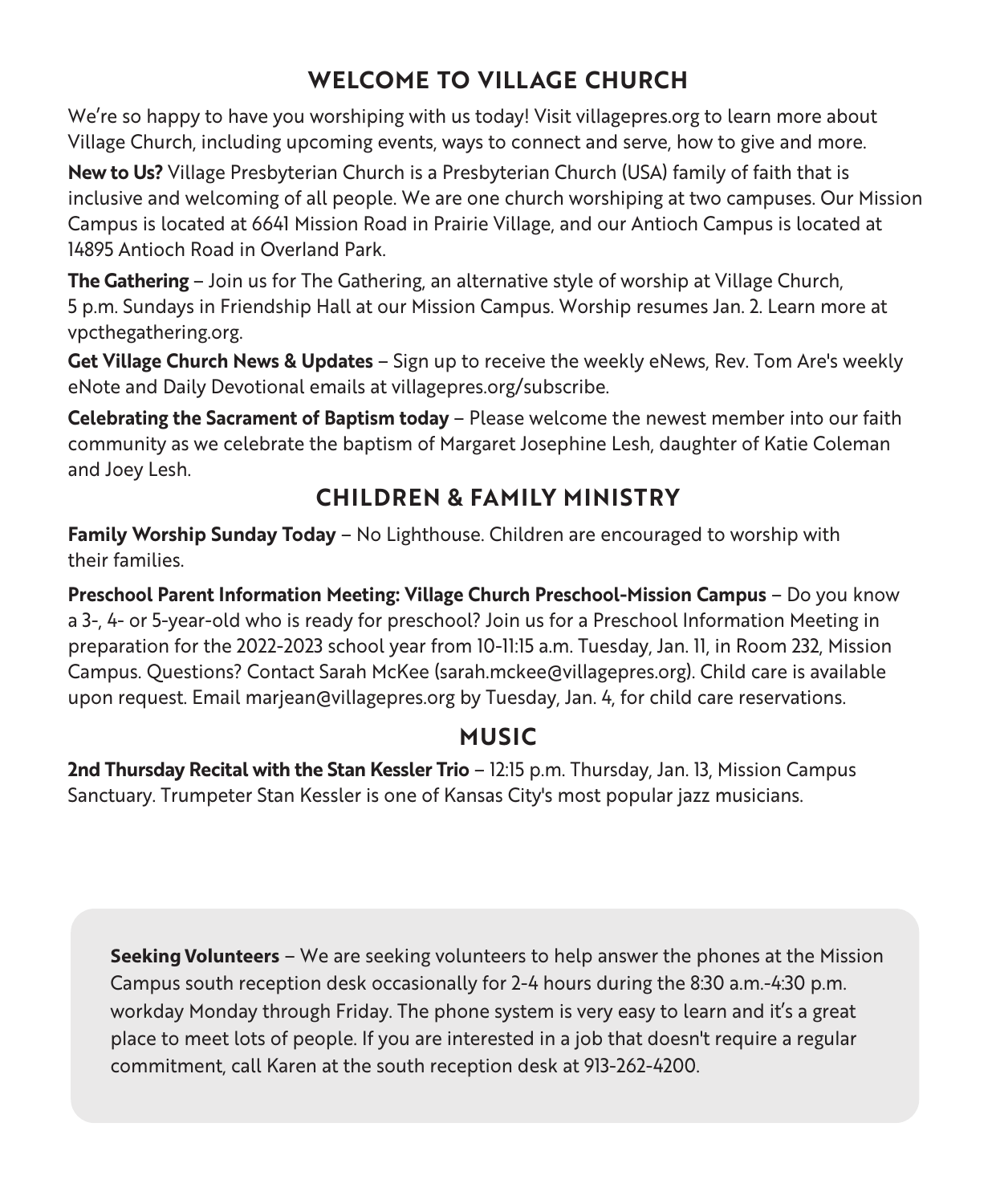## WELCOME TO VILLAGE CHURCH

We're so happy to have you worshiping with us today! Visit villagepres.org to learn more about Village Church, including upcoming events, ways to connect and serve, how to give and more.

**New to Us?** Village Presbyterian Church is a Presbyterian Church (USA) family of faith that is inclusive and welcoming of all people. We are one church worshiping at two campuses. Our Mission Campus is located at 6641 Mission Road in Prairie Village, and our Antioch Campus is located at 14895 Antioch Road in Overland Park.

**The Gathering** – Join us for The Gathering, an alternative style of worship at Village Church, 5 p.m. Sundays in Friendship Hall at our Mission Campus. Worship resumes Jan. 2. Learn more at vpcthegathering.org.

**Get Village Church News & Updates** – Sign up to receive the weekly eNews, Rev. Tom Are's weekly eNote and Daily Devotional emails at villagepres.org/subscribe.

**Celebrating the Sacrament of Baptism today** – Please welcome the newest member into our faith community as we celebrate the baptism of Margaret Josephine Lesh, daughter of Katie Coleman and Joey Lesh.

## CHILDREN & FAMILY MINISTRY

**Family Worship Sunday Today** – No Lighthouse. Children are encouraged to worship with their families.

**Preschool Parent Information Meeting: Village Church Preschool-Mission Campus** – Do you know a 3-, 4- or 5-year-old who is ready for preschool? Join us for a Preschool Information Meeting in preparation for the 2022-2023 school year from 10-11:15 a.m. Tuesday, Jan. 11, in Room 232, Mission Campus. Questions? Contact Sarah McKee (sarah.mckee@villagepres.org). Child care is available upon request. Email marjean@villagepres.org by Tuesday, Jan. 4, for child care reservations.

## MUSIC

**2nd Thursday Recital with the Stan Kessler Trio** – 12:15 p.m. Thursday, Jan. 13, Mission Campus Sanctuary. Trumpeter Stan Kessler is one of Kansas City's most popular jazz musicians.

**Seeking Volunteers** – We are seeking volunteers to help answer the phones at the Mission Campus south reception desk occasionally for 2-4 hours during the 8:30 a.m.-4:30 p.m. workday Monday through Friday. The phone system is very easy to learn and it's a great place to meet lots of people. If you are interested in a job that doesn't require a regular commitment, call Karen at the south reception desk at 913-262-4200.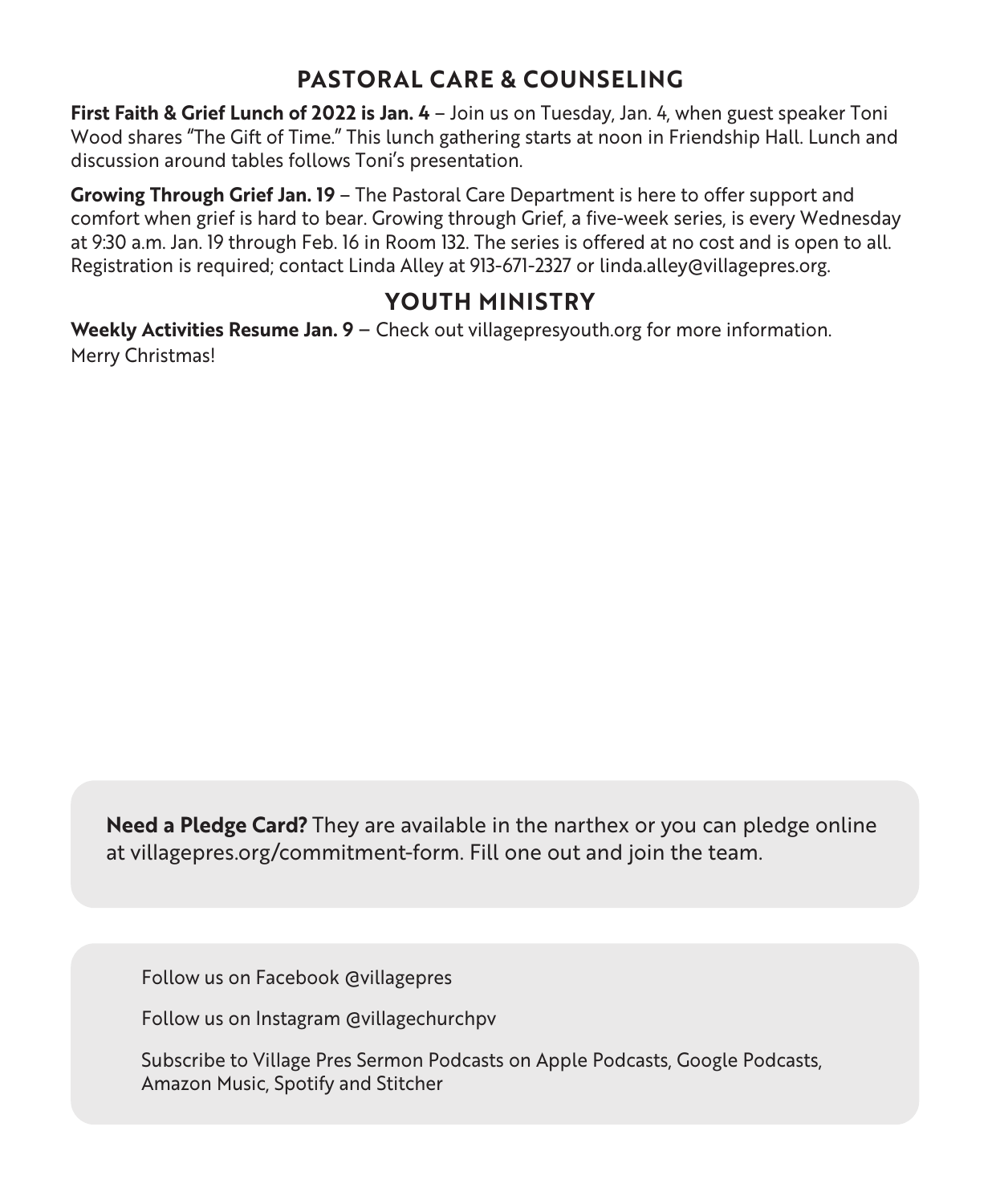## PASTORAL CARE & COUNSELING

**First Faith & Grief Lunch of 2022 is Jan. 4** – Join us on Tuesday, Jan. 4, when guest speaker Toni Wood shares "The Gift of Time." This lunch gathering starts at noon in Friendship Hall. Lunch and discussion around tables follows Toni's presentation.

**Growing Through Grief Jan. 19** – The Pastoral Care Department is here to offer support and comfort when grief is hard to bear. Growing through Grief, a five-week series, is every Wednesday at 9:30 a.m. Jan. 19 through Feb. 16 in Room 132. The series is offered at no cost and is open to all. Registration is required; contact Linda Alley at 913-671-2327 or linda.alley@villagepres.org.

## YOUTH MINISTRY

**Weekly Activities Resume Jan. 9** – Check out villagepresyouth.org for more information.
Merry Christmas!

**Need a Pledge Card?** They are available in the narthex or you can pledge online at villagepres.org/commitment-form. Fill one out and join the team.

Follow us on Facebook @villagepres

Follow us on Instagram @villagechurchpv

Subscribe to Village Pres Sermon Podcasts on Apple Podcasts, Google Podcasts, Amazon Music, Spotify and Stitcher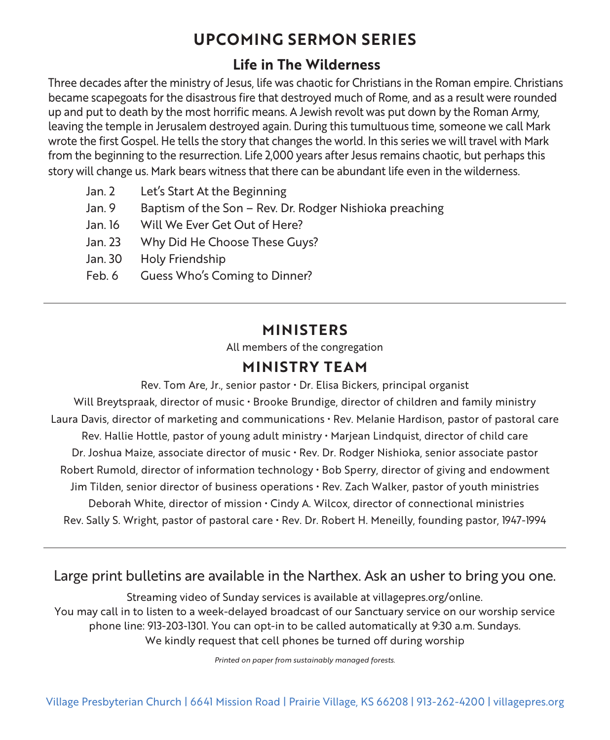# UPCOMING SERMON SERIES

## Life in The Wilderness

Three decades after the ministry of Jesus, life was chaotic for Christians in the Roman empire. Christians became scapegoats for the disastrous fire that destroyed much of Rome, and as a result were rounded up and put to death by the most horrific means. A Jewish revolt was put down by the Roman Army, leaving the temple in Jerusalem destroyed again. During this tumultuous time, someone we call Mark wrote the first Gospel. He tells the story that changes the world. In this series we will travel with Mark from the beginning to the resurrection. Life 2,000 years after Jesus remains chaotic, but perhaps this story will change us. Mark bears witness that there can be abundant life even in the wilderness.

| | |
|---|---|
| Jan. 2 | Let's Start At the Beginning |
| Jan. 9 | Baptism of the Son – Rev. Dr. Rodger Nishioka preaching |
| Jan. 16 | Will We Ever Get Out of Here? |
| Jan. 23 | Why Did He Choose These Guys? |
| Jan. 30 | Holy Friendship |
| Feb. 6 | Guess Who's Coming to Dinner? |

---

## MINISTERS

All members of the congregation

## MINISTRY TEAM

Rev. Tom Are, Jr., senior pastor • Dr. Elisa Bickers, principal organist
Will Breytspraak, director of music • Brooke Brundige, director of children and family ministry
Laura Davis, director of marketing and communications • Rev. Melanie Hardison, pastor of pastoral care
Rev. Hallie Hottle, pastor of young adult ministry • Marjean Lindquist, director of child care
Dr. Joshua Maize, associate director of music • Rev. Dr. Rodger Nishioka, senior associate pastor
Robert Rumold, director of information technology • Bob Sperry, director of giving and endowment
Jim Tilden, senior director of business operations • Rev. Zach Walker, pastor of youth ministries
Deborah White, director of mission • Cindy A. Wilcox, director of connectional ministries
Rev. Sally S. Wright, pastor of pastoral care • Rev. Dr. Robert H. Meneilly, founding pastor, 1947-1994

---

Large print bulletins are available in the Narthex. Ask an usher to bring you one.

Streaming video of Sunday services is available at villagepres.org/online.
You may call in to listen to a week-delayed broadcast of our Sanctuary service on our worship service phone line: 913-203-1301. You can opt-in to be called automatically at 9:30 a.m. Sundays.
We kindly request that cell phones be turned off during worship

*Printed on paper from sustainably managed forests.*

Village Presbyterian Church | 6641 Mission Road | Prairie Village, KS 66208 | 913-262-4200 | villagepres.org